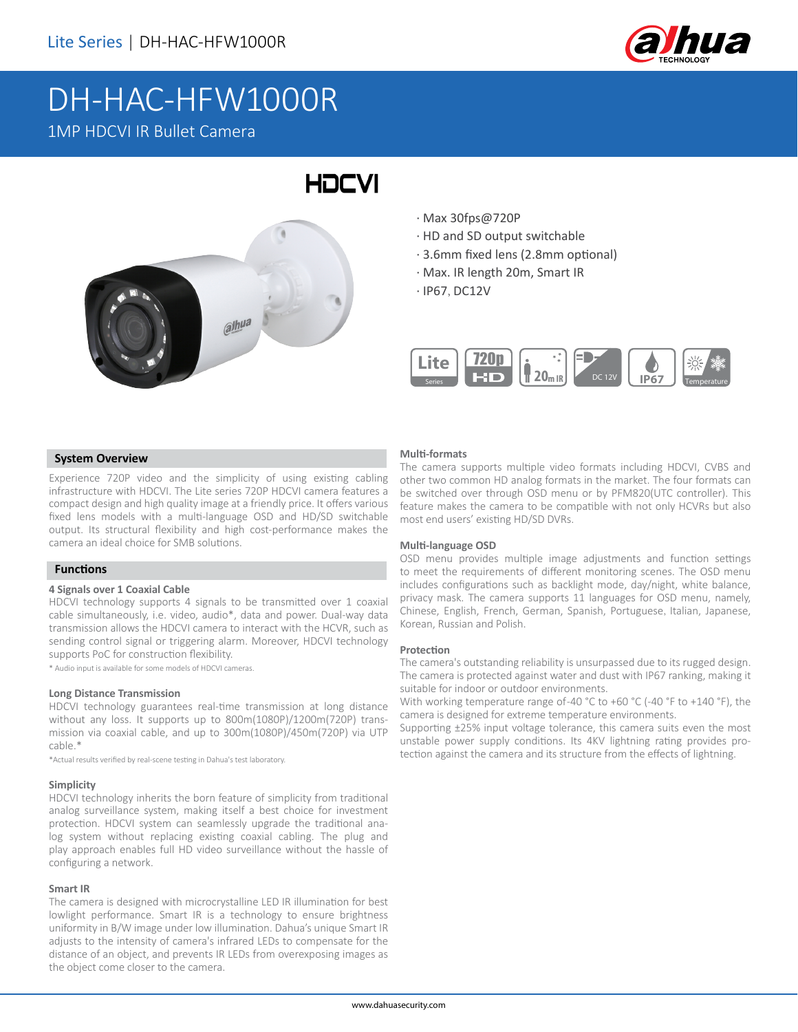Lite Series | DH-HAC-HFW1000R

# DH-HAC-HFW1000R

1MP HDCVI IR Bullet Camera

HDCVI

- Max 30fps@720P
- HD and SD output switchable
- 3.6mm fixed lens (2.8mm optional)
- Max. IR length 20m, Smart IR
- IP67, DC12V

## System Overview

Experience 720P video and the simplicity of using existing cabling infrastructure with HDCVI. The Lite series 720P HDCVI camera features a compact design and high quality image at a friendly price. It offers various fixed lens models with a multi-language OSD and HD/SD switchable output. Its structural flexibility and high cost-performance makes the camera an ideal choice for SMB solutions.

## Functions

### 4 Signals over 1 Coaxial Cable

HDCVI technology supports 4 signals to be transmitted over 1 coaxial cable simultaneously, i.e. video, audio*, data and power. Dual-way data transmission allows the HDCVI camera to interact with the HCVR, such as sending control signal or triggering alarm. Moreover, HDCVI technology supports PoC for construction flexibility.

* Audio input is available for some models of HDCVI cameras.

### Long Distance Transmission

HDCVI technology guarantees real-time transmission at long distance without any loss. It supports up to 800m(1080P)/1200m(720P) transmission via coaxial cable, and up to 300m(1080P)/450m(720P) via UTP cable.*

*Actual results verified by real-scene testing in Dahua's test laboratory.

### Simplicity

HDCVI technology inherits the born feature of simplicity from traditional analog surveillance system, making itself a best choice for investment protection. HDCVI system can seamlessly upgrade the traditional analog system without replacing existing coaxial cabling. The plug and play approach enables full HD video surveillance without the hassle of configuring a network.

### Smart IR

The camera is designed with microcrystalline LED IR illumination for best lowlight performance. Smart IR is a technology to ensure brightness uniformity in B/W image under low illumination. Dahua's unique Smart IR adjusts to the intensity of camera's infrared LEDs to compensate for the distance of an object, and prevents IR LEDs from overexposing images as the object come closer to the camera.

### Multi-formats

The camera supports multiple video formats including HDCVI, CVBS and other two common HD analog formats in the market. The four formats can be switched over through OSD menu or by PFM820(UTC controller). This feature makes the camera to be compatible with not only HCVRs but also most end users' existing HD/SD DVRs.

### Multi-language OSD

OSD menu provides multiple image adjustments and function settings to meet the requirements of different monitoring scenes. The OSD menu includes configurations such as backlight mode, day/night, white balance, privacy mask. The camera supports 11 languages for OSD menu, namely, Chinese, English, French, German, Spanish, Portuguese, Italian, Japanese, Korean, Russian and Polish.

### Protection

The camera's outstanding reliability is unsurpassed due to its rugged design. The camera is protected against water and dust with IP67 ranking, making it suitable for indoor or outdoor environments.

With working temperature range of -40 °C to +60 °C (-40 °F to +140 °F), the camera is designed for extreme temperature environments.

Supporting ±25% input voltage tolerance, this camera suits even the most unstable power supply conditions. Its 4KV lightning rating provides protection against the camera and its structure from the effects of lightning.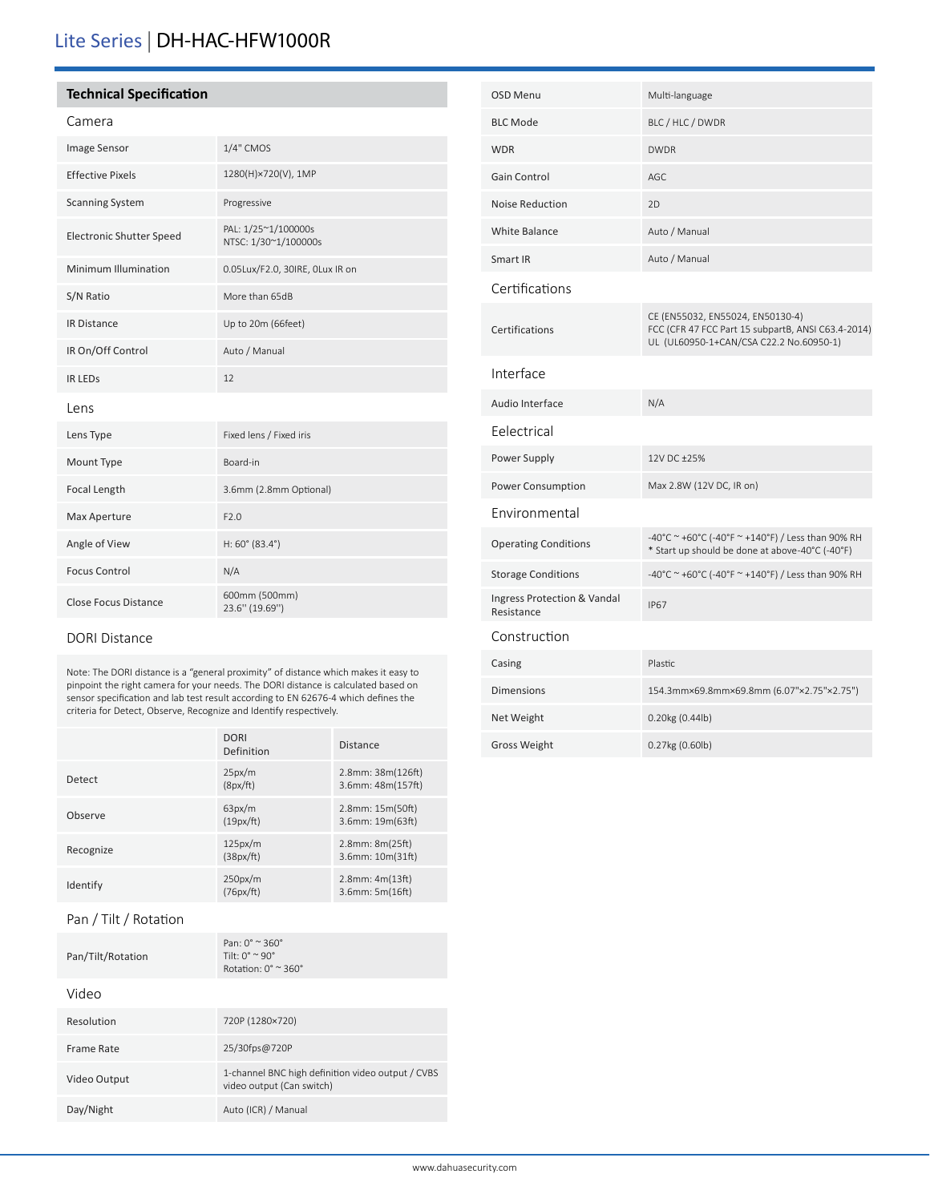# Lite Series | DH-HAC-HFW1000R

## Technical Specification

### Camera

| | |
|---|---|
| Image Sensor | 1/4" CMOS |
| Effective Pixels | 1280(H)×720(V), 1MP |
| Scanning System | Progressive |
| Electronic Shutter Speed | PAL: 1/25~1/100000s<br>NTSC: 1/30~1/100000s |
| Minimum Illumination | 0.05Lux/F2.0, 30IRE, 0Lux IR on |
| S/N Ratio | More than 65dB |
| IR Distance | Up to 20m (66feet) |
| IR On/Off Control | Auto / Manual |
| IR LEDs | 12 |

### Lens

| | |
|---|---|
| Lens Type | Fixed lens / Fixed iris |
| Mount Type | Board-in |
| Focal Length | 3.6mm (2.8mm Optional) |
| Max Aperture | F2.0 |
| Angle of View | H: 60° (83.4°) |
| Focus Control | N/A |
| Close Focus Distance | 600mm (500mm)<br>23.6'' (19.69'') |

### DORI Distance

Note: The DORI distance is a "general proximity" of distance which makes it easy to pinpoint the right camera for your needs. The DORI distance is calculated based on sensor specification and lab test result according to EN 62676-4 which defines the criteria for Detect, Observe, Recognize and Identify respectively.

| | DORI Definition | Distance |
|---|---|---|
| Detect | 25px/m<br>(8px/ft) | 2.8mm: 38m(126ft)<br>3.6mm: 48m(157ft) |
| Observe | 63px/m<br>(19px/ft) | 2.8mm: 15m(50ft)<br>3.6mm: 19m(63ft) |
| Recognize | 125px/m<br>(38px/ft) | 2.8mm: 8m(25ft)<br>3.6mm: 10m(31ft) |
| Identify | 250px/m<br>(76px/ft) | 2.8mm: 4m(13ft)<br>3.6mm: 5m(16ft) |

### Pan / Tilt / Rotation

| | |
|---|---|
| Pan/Tilt/Rotation | Pan: 0° ~ 360°<br>Tilt: 0° ~ 90°<br>Rotation: 0° ~ 360° |

### Video

| | |
|---|---|
| Resolution | 720P (1280×720) |
| Frame Rate | 25/30fps@720P |
| Video Output | 1-channel BNC high definition video output / CVBS video output (Can switch) |
| Day/Night | Auto (ICR) / Manual |
| OSD Menu | Multi-language |
| BLC Mode | BLC / HLC / DWDR |
| WDR | DWDR |
| Gain Control | AGC |
| Noise Reduction | 2D |
| White Balance | Auto / Manual |
| Smart IR | Auto / Manual |

### Certifications

| | |
|---|---|
| Certifications | CE (EN55032, EN55024, EN50130-4)<br>FCC (CFR 47 FCC Part 15 subpartB, ANSI C63.4-2014)<br>UL (UL60950-1+CAN/CSA C22.2 No.60950-1) |

### Interface

| | |
|---|---|
| Audio Interface | N/A |

### Eelectrical

| | |
|---|---|
| Power Supply | 12V DC ±25% |
| Power Consumption | Max 2.8W (12V DC, IR on) |

### Environmental

| | |
|---|---|
| Operating Conditions | -40°C ~ +60°C (-40°F ~ +140°F) / Less than 90% RH<br>* Start up should be done at above-40°C (-40°F) |
| Storage Conditions | -40°C ~ +60°C (-40°F ~ +140°F) / Less than 90% RH |
| Ingress Protection & Vandal Resistance | IP67 |

### Construction

| | |
|---|---|
| Casing | Plastic |
| Dimensions | 154.3mm×69.8mm×69.8mm (6.07"×2.75"×2.75") |
| Net Weight | 0.20kg (0.44lb) |
| Gross Weight | 0.27kg (0.60lb) |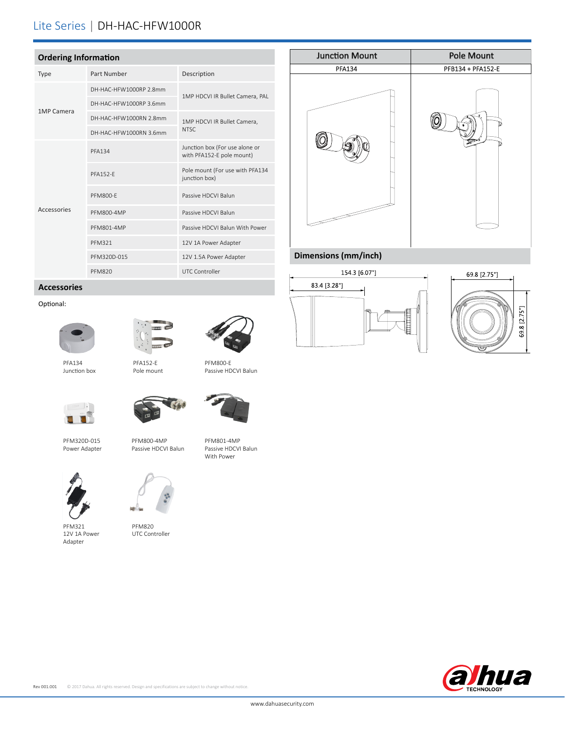# Lite Series | DH-HAC-HFW1000R

## Ordering Information

| Type | Part Number | Description |
|---|---|---|
| 1MP Camera | DH-HAC-HFW1000RP 2.8mm | 1MP HDCVI IR Bullet Camera, PAL |
| | DH-HAC-HFW1000RP 3.6mm | |
| | DH-HAC-HFW1000RN 2.8mm | 1MP HDCVI IR Bullet Camera, NTSC |
| | DH-HAC-HFW1000RN 3.6mm | |
| Accessories | PFA134 | Junction box (For use alone or with PFA152-E pole mount) |
| | PFA152-E | Pole mount (For use with PFA134 junction box) |
| | PFM800-E | Passive HDCVI Balun |
| | PFM800-4MP | Passive HDCVI Balun |
| | PFM801-4MP | Passive HDCVI Balun With Power |
| | PFM321 | 12V 1A Power Adapter |
| | PFM320D-015 | 12V 1.5A Power Adapter |
| | PFM820 | UTC Controller |

| Junction Mount | Pole Mount |
|---|---|
| PFA134 | PFB134 + PFA152-E |

## Dimensions (mm/inch)

154.3 [6.07"]

83.4 [3.28"]

69.8 [2.75"]

69.8 [2.75"]

## Accessories

Optional:

PFA134
Junction box

PFA152-E
Pole mount

PFM800-E
Passive HDCVI Balun

PFM320D-015
Power Adapter

PFM800-4MP
Passive HDCVI Balun

PFM801-4MP
Passive HDCVI Balun With Power

PFM321
12V 1A Power Adapter

PFM820
UTC Controller

Rev 001.001 © 2017 Dahua. All rights reserved. Design and specifications are subject to change without notice.

www.dahuasecurity.com